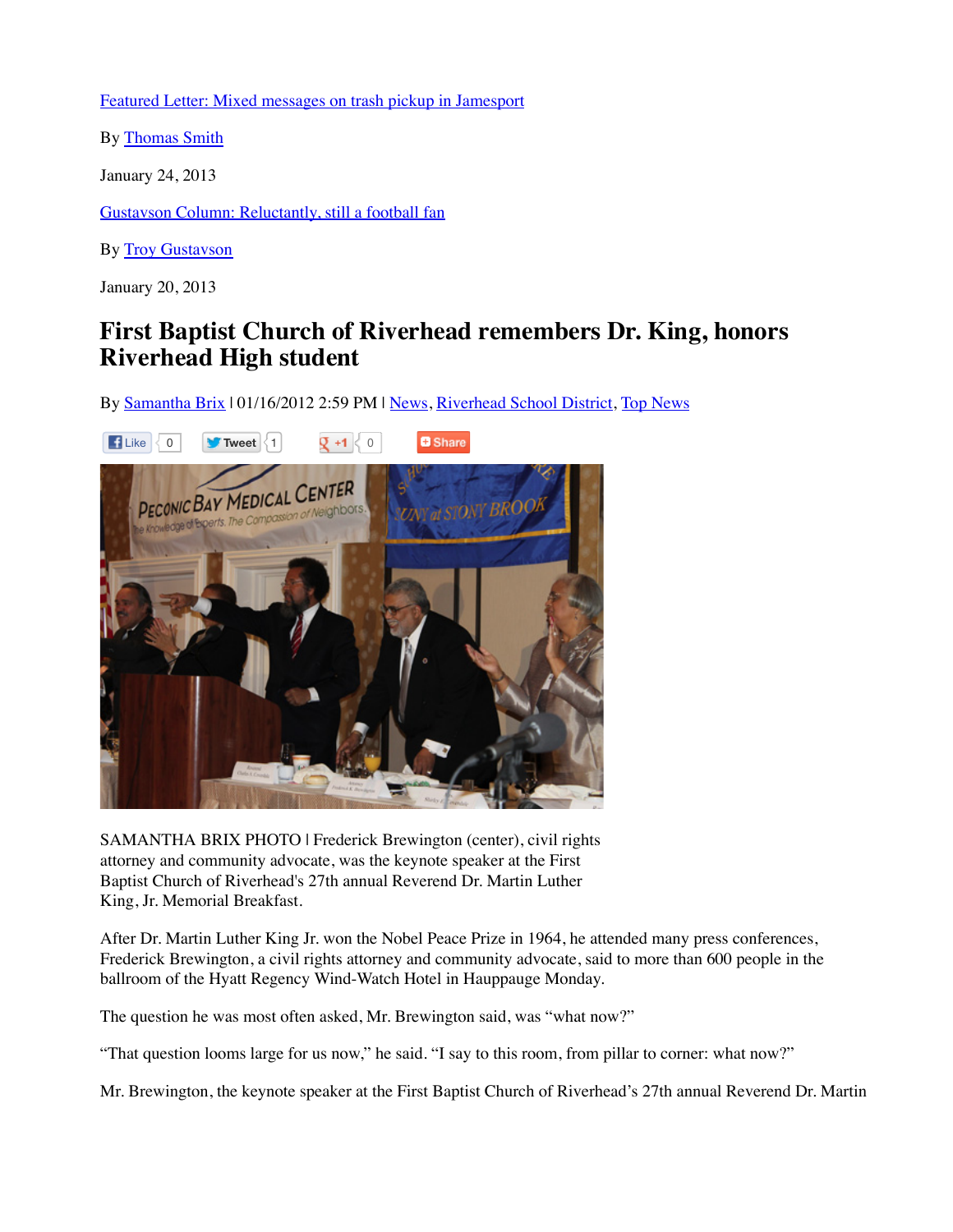Featured Letter: Mixed messages on trash pickup in Jamesport

By Thomas Smith

January 24, 2013

Gustavson Column: Reluctantly, still a football fan

By Troy Gustavson

January 20, 2013

# First Baptist Church of Riverhead remembers Dr. King, honors Riverhead High student

By Samantha Brix | 01/16/2012 2:59 PM | News, Riverhead School District, Top News

Like 0 Tweet 1 +1 0 Share

SAMANTHA BRIX PHOTO | Frederick Brewington (center), civil rights attorney and community advocate, was the keynote speaker at the First Baptist Church of Riverhead's 27th annual Reverend Dr. Martin Luther King, Jr. Memorial Breakfast.

After Dr. Martin Luther King Jr. won the Nobel Peace Prize in 1964, he attended many press conferences, Frederick Brewington, a civil rights attorney and community advocate, said to more than 600 people in the ballroom of the Hyatt Regency Wind-Watch Hotel in Hauppauge Monday.

The question he was most often asked, Mr. Brewington said, was "what now?"

"That question looms large for us now," he said. "I say to this room, from pillar to corner: what now?"

Mr. Brewington, the keynote speaker at the First Baptist Church of Riverhead's 27th annual Reverend Dr. Martin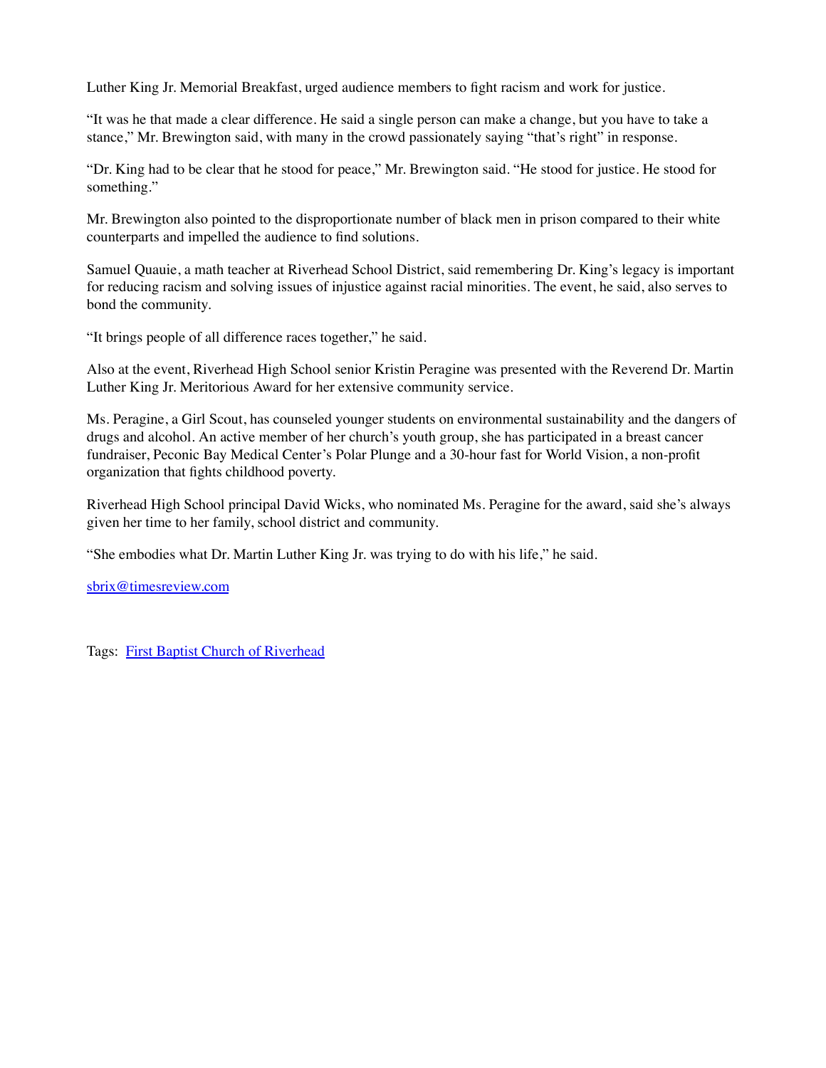Luther King Jr. Memorial Breakfast, urged audience members to fight racism and work for justice.

"It was he that made a clear difference. He said a single person can make a change, but you have to take a stance," Mr. Brewington said, with many in the crowd passionately saying "that's right" in response.

"Dr. King had to be clear that he stood for peace," Mr. Brewington said. "He stood for justice. He stood for something."

Mr. Brewington also pointed to the disproportionate number of black men in prison compared to their white counterparts and impelled the audience to find solutions.

Samuel Quauie, a math teacher at Riverhead School District, said remembering Dr. King's legacy is important for reducing racism and solving issues of injustice against racial minorities. The event, he said, also serves to bond the community.

"It brings people of all difference races together," he said.

Also at the event, Riverhead High School senior Kristin Peragine was presented with the Reverend Dr. Martin Luther King Jr. Meritorious Award for her extensive community service.

Ms. Peragine, a Girl Scout, has counseled younger students on environmental sustainability and the dangers of drugs and alcohol. An active member of her church's youth group, she has participated in a breast cancer fundraiser, Peconic Bay Medical Center's Polar Plunge and a 30-hour fast for World Vision, a non-profit organization that fights childhood poverty.

Riverhead High School principal David Wicks, who nominated Ms. Peragine for the award, said she's always given her time to her family, school district and community.

"She embodies what Dr. Martin Luther King Jr. was trying to do with his life," he said.

sbrix@timesreview.com

Tags: First Baptist Church of Riverhead